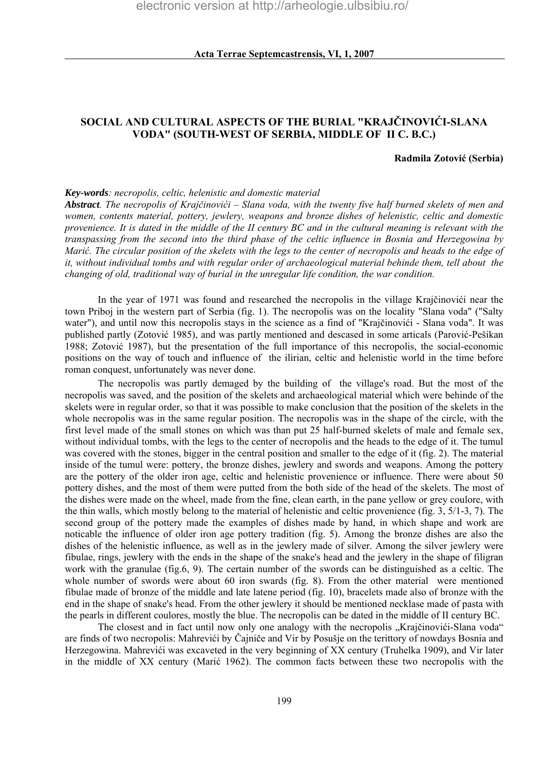# SOCIAL AND CULTURAL ASPECTS OF THE BURIAL "KRAJČINOVIĆI-SLANA VODA" (SOUTH-WEST OF SERBIA, MIDDLE OF II C. B.C.)

**Radmila Zotović (Serbia)**

***Key-words***: *necropolis, celtic, helenistic and domestic material*

***Abstract***. *The necropolis of Krajčinovići – Slana voda, with the twenty five half burned skelets of men and women, contents material, pottery, jewlery, weapons and bronze dishes of helenistic, celtic and domestic provenience. It is dated in the middle of the II century BC and in the cultural meaning is relevant with the transpassing from the second into the third phase of the celtic influence in Bosnia and Herzegowina by Marić. The circular position of the skelets with the legs to the center of necropolis and heads to the edge of it, without individual tombs and with regular order of archaeological material behinde them, tell about the changing of old, traditional way of burial in the unregular life condition, the war condition.*

In the year of 1971 was found and researched the necropolis in the village Krajčinovići near the town Priboj in the western part of Serbia (fig. 1). The necropolis was on the locality "Slana voda" ("Salty water"), and until now this necropolis stays in the science as a find of "Krajčinovići - Slana voda". It was published partly (Zotović 1985), and was partly mentioned and descased in some articals (Parović-Pešikan 1988; Zotović 1987), but the presentation of the full importance of this necropolis, the social-economic positions on the way of touch and influence of the ilirian, celtic and helenistic world in the time before roman conquest, unfortunately was never done.

The necropolis was partly demaged by the building of the village's road. But the most of the necropolis was saved, and the position of the skelets and archaeological material which were behinde of the skelets were in regular order, so that it was possible to make conclusion that the position of the skelets in the whole necropolis was in the same regular position. The necropolis was in the shape of the circle, with the first level made of the small stones on which was than put 25 half-burned skelets of male and female sex, without individual tombs, with the legs to the center of necropolis and the heads to the edge of it. The tumul was covered with the stones, bigger in the central position and smaller to the edge of it (fig. 2). The material inside of the tumul were: pottery, the bronze dishes, jewlery and swords and weapons. Among the pottery are the pottery of the older iron age, celtic and helenistic provenience or influence. There were about 50 pottery dishes, and the most of them were putted from the both side of the head of the skelets. The most of the dishes were made on the wheel, made from the fine, clean earth, in the pane yellow or grey coulore, with the thin walls, which mostly belong to the material of helenistic and celtic provenience (fig. 3, 5/1-3, 7). The second group of the pottery made the examples of dishes made by hand, in which shape and work are noticable the influence of older iron age pottery tradition (fig. 5). Among the bronze dishes are also the dishes of the helenistic influence, as well as in the jewlery made of silver. Among the silver jewlery were fibulae, rings, jewlery with the ends in the shape of the snake's head and the jewlery in the shape of filigran work with the granulae (fig.6, 9). The certain number of the swords can be distinguished as a celtic. The whole number of swords were about 60 iron swards (fig. 8). From the other material were mentioned fibulae made of bronze of the middle and late latene period (fig. 10), bracelets made also of bronze with the end in the shape of snake's head. From the other jewlery it should be mentioned necklase made of pasta with the pearls in different coulores, mostly the blue. The necropolis can be dated in the middle of II century BC.

The closest and in fact until now only one analogy with the necropolis „Krajčinovići-Slana voda" are finds of two necropolis: Mahrevići by Čajniče and Vir by Posušje on the terittory of nowdays Bosnia and Herzegowina. Mahrevići was excaveted in the very beginning of XX century (Truhelka 1909), and Vir later in the middle of XX century (Marić 1962). The common facts between these two necropolis with the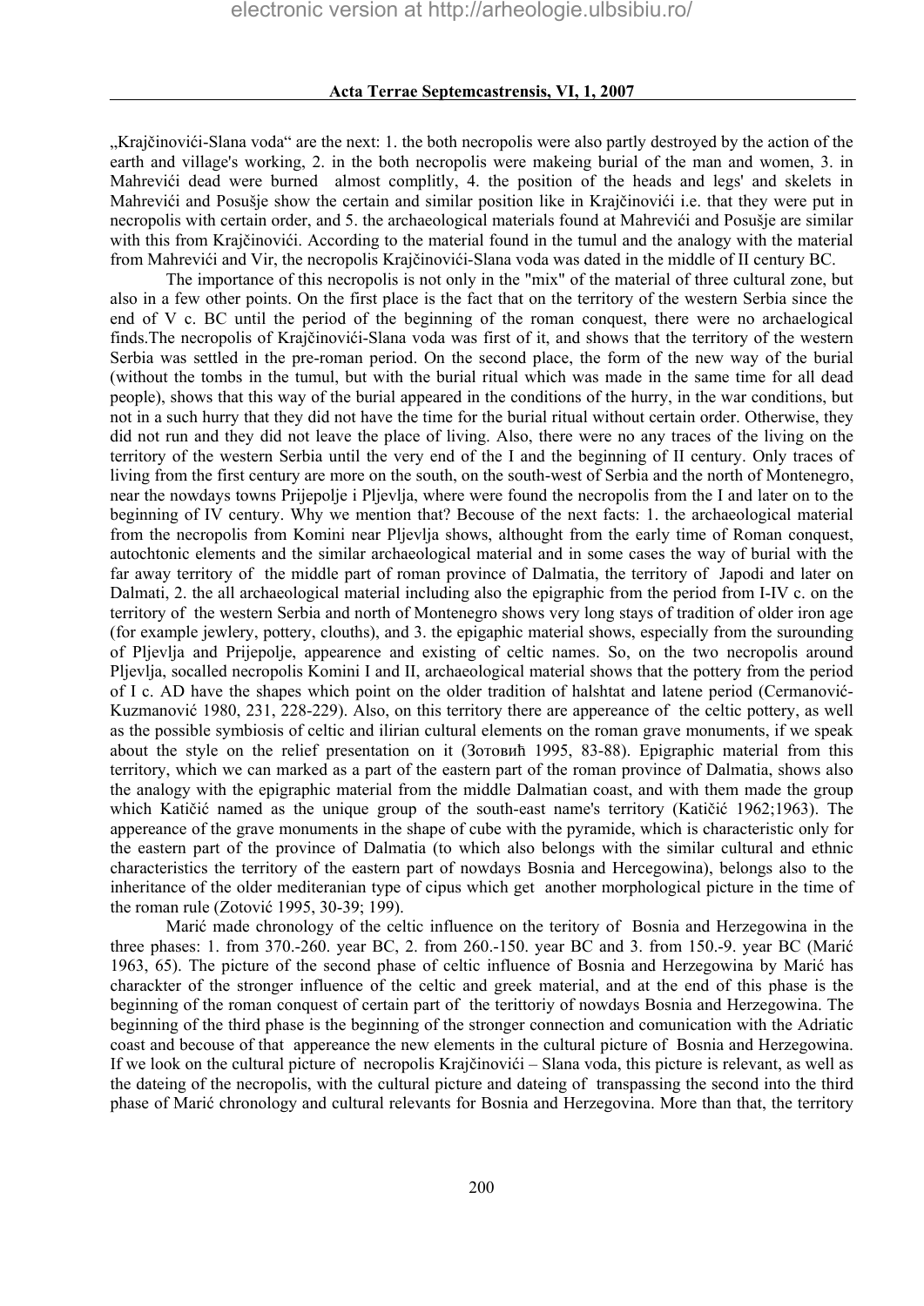„Krajčinovići-Slana voda“ are the next: 1. the both necropolis were also partly destroyed by the action of the earth and village's working, 2. in the both necropolis were makeing burial of the man and women, 3. in Mahrevići dead were burned almost complitly, 4. the position of the heads and legs' and skelets in Mahrevići and Posušje show the certain and similar position like in Krajčinovići i.e. that they were put in necropolis with certain order, and 5. the archaeological materials found at Mahrevići and Posušje are similar with this from Krajčinovići. According to the material found in the tumul and the analogy with the material from Mahrevići and Vir, the necropolis Krajčinovići-Slana voda was dated in the middle of II century BC.

The importance of this necropolis is not only in the "mix" of the material of three cultural zone, but also in a few other points. On the first place is the fact that on the territory of the western Serbia since the end of V c. BC until the period of the beginning of the roman conquest, there were no archaelogical finds.The necropolis of Krajčinovići-Slana voda was first of it, and shows that the territory of the western Serbia was settled in the pre-roman period. On the second place, the form of the new way of the burial (without the tombs in the tumul, but with the burial ritual which was made in the same time for all dead people), shows that this way of the burial appeared in the conditions of the hurry, in the war conditions, but not in a such hurry that they did not have the time for the burial ritual without certain order. Otherwise, they did not run and they did not leave the place of living. Also, there were no any traces of the living on the territory of the western Serbia until the very end of the I and the beginning of II century. Only traces of living from the first century are more on the south, on the south-west of Serbia and the north of Montenegro, near the nowdays towns Prijepolje i Pljevlja, where were found the necropolis from the I and later on to the beginning of IV century. Why we mention that? Becouse of the next facts: 1. the archaeological material from the necropolis from Komini near Pljevlja shows, althought from the early time of Roman conquest, autochtonic elements and the similar archaeological material and in some cases the way of burial with the far away territory of the middle part of roman province of Dalmatia, the territory of Japodi and later on Dalmati, 2. the all archaeological material including also the epigraphic from the period from I-IV c. on the territory of the western Serbia and north of Montenegro shows very long stays of tradition of older iron age (for example jewlery, pottery, clouths), and 3. the epigaphic material shows, especially from the surounding of Pljevlja and Prijepolje, appearence and existing of celtic names. So, on the two necropolis around Pljevlja, socalled necropolis Komini I and II, archaeological material shows that the pottery from the period of I c. AD have the shapes which point on the older tradition of halshtat and latene period (Cermanović-Kuzmanović 1980, 231, 228-229). Also, on this territory there are appereance of the celtic pottery, as well as the possible symbiosis of celtic and ilirian cultural elements on the roman grave monuments, if we speak about the style on the relief presentation on it (Зотовић 1995, 83-88). Epigraphic material from this territory, which we can marked as a part of the eastern part of the roman province of Dalmatia, shows also the analogy with the epigraphic material from the middle Dalmatian coast, and with them made the group which Katičić named as the unique group of the south-east name's territory (Katičić 1962;1963). The appereance of the grave monuments in the shape of cube with the pyramide, which is characteristic only for the eastern part of the province of Dalmatia (to which also belongs with the similar cultural and ethnic characteristics the territory of the eastern part of nowdays Bosnia and Hercegowina), belongs also to the inheritance of the older mediteranian type of cipus which get another morphological picture in the time of the roman rule (Zotović 1995, 30-39; 199).

Marić made chronology of the celtic influence on the teritory of Bosnia and Herzegowina in the three phases: 1. from 370.-260. year BC, 2. from 260.-150. year BC and 3. from 150.-9. year BC (Marić 1963, 65). The picture of the second phase of celtic influence of Bosnia and Herzegowina by Marić has charackter of the stronger influence of the celtic and greek material, and at the end of this phase is the beginning of the roman conquest of certain part of the terittoriy of nowdays Bosnia and Herzegowina. The beginning of the third phase is the beginning of the stronger connection and comunication with the Adriatic coast and becouse of that appereance the new elements in the cultural picture of Bosnia and Herzegowina. If we look on the cultural picture of necropolis Krajčinovići – Slana voda, this picture is relevant, as well as the dateing of the necropolis, with the cultural picture and dateing of transpassing the second into the third phase of Marić chronology and cultural relevants for Bosnia and Herzegowina. More than that, the territory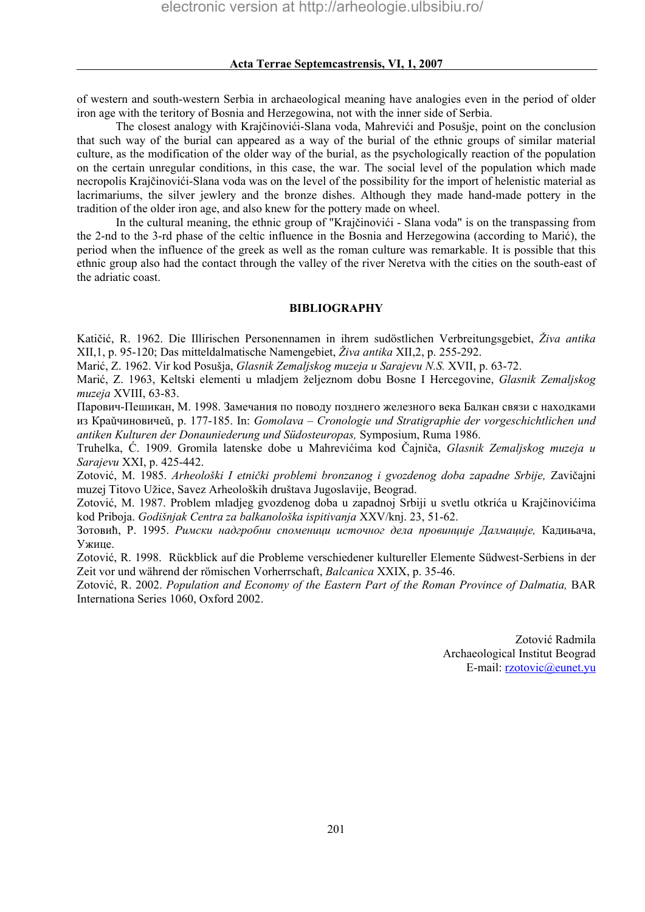of western and south-western Serbia in archaeological meaning have analogies even in the period of older iron age with the teritory of Bosnia and Herzegowina, not with the inner side of Serbia.

The closest analogy with Krajčinovići-Slana voda, Mahrevići and Posušje, point on the conclusion that such way of the burial can appeared as a way of the burial of the ethnic groups of similar material culture, as the modification of the older way of the burial, as the psychologically reaction of the population on the certain unregular conditions, in this case, the war. The social level of the population which made necropolis Krajčinovići-Slana voda was on the level of the possibility for the import of helenistic material as lacrimariums, the silver jewlery and the bronze dishes. Although they made hand-made pottery in the tradition of the older iron age, and also knew for the pottery made on wheel.

In the cultural meaning, the ethnic group of "Krajčinovići - Slana voda" is on the transpassing from the 2-nd to the 3-rd phase of the celtic influence in the Bosnia and Herzegowina (according to Marić), the period when the influence of the greek as well as the roman culture was remarkable. It is possible that this ethnic group also had the contact through the valley of the river Neretva with the cities on the south-east of the adriatic coast.

## BIBLIOGRAPHY

Katičić, R. 1962. Die Illirischen Personennamen in ihrem sudöstlichen Verbreitungsgebiet, *Živa antika* XII,1, p. 95-120; Das mitteldalmatische Namengebiet, *Živa antika* XII,2, p. 255-292.

Marić, Z. 1962. Vir kod Posušja, *Glasnik Zemaljskog muzeja u Sarajevu N.S.* XVII, p. 63-72.

Marić, Z. 1963, Keltski elementi u mladjem željeznom dobu Bosne I Hercegovine, *Glasnik Zemaljskog muzeja* XVIII, 63-83.

Парович-Пешикан, М. 1998. Замечания по поводу позднего железного века Балкан связи с находками из Крайчиновичей, p. 177-185. In: *Gomolava – Cronologie und Stratigraphie der vorgeschichtlichen und antiken Kulturen der Donauniederung und Südosteuropas,* Symposium, Ruma 1986.

Truhelka, Ć. 1909. Gromila latenske dobe u Mahrevićima kod Čajniča, *Glasnik Zemaljskog muzeja u Sarajevu* XXI, p. 425-442.

Zotović, M. 1985. *Arheološki I etnički problemi bronzanog i gvozdenog doba zapadne Srbije,* Zavičajni muzej Titovo Užice, Savez Arheoloških društava Jugoslavije, Beograd.

Zotović, M. 1987. Problem mladjeg gvozdenog doba u zapadnoj Srbiji u svetlu otkrića u Krajčinovićima kod Priboja. *Godišnjak Centra za balkanološka ispitivanja* XXV/knj. 23, 51-62.

Зотовић, Р. 1995. *Римски надгробни споменици источног дела провинције Далмације,* Кадињача, Ужице.

Zotović, R. 1998. Rückblick auf die Probleme verschiedener kultureller Elemente Südwest-Serbiens in der Zeit vor und während der römischen Vorherrschaft, *Balcanica* XXIX, p. 35-46.

Zotović, R. 2002. *Population and Economy of the Eastern Part of the Roman Province of Dalmatia,* BAR Internationa Series 1060, Oxford 2002.

Zotović Radmila
Archaeological Institut Beograd
E-mail: rzotovic@eunet.yu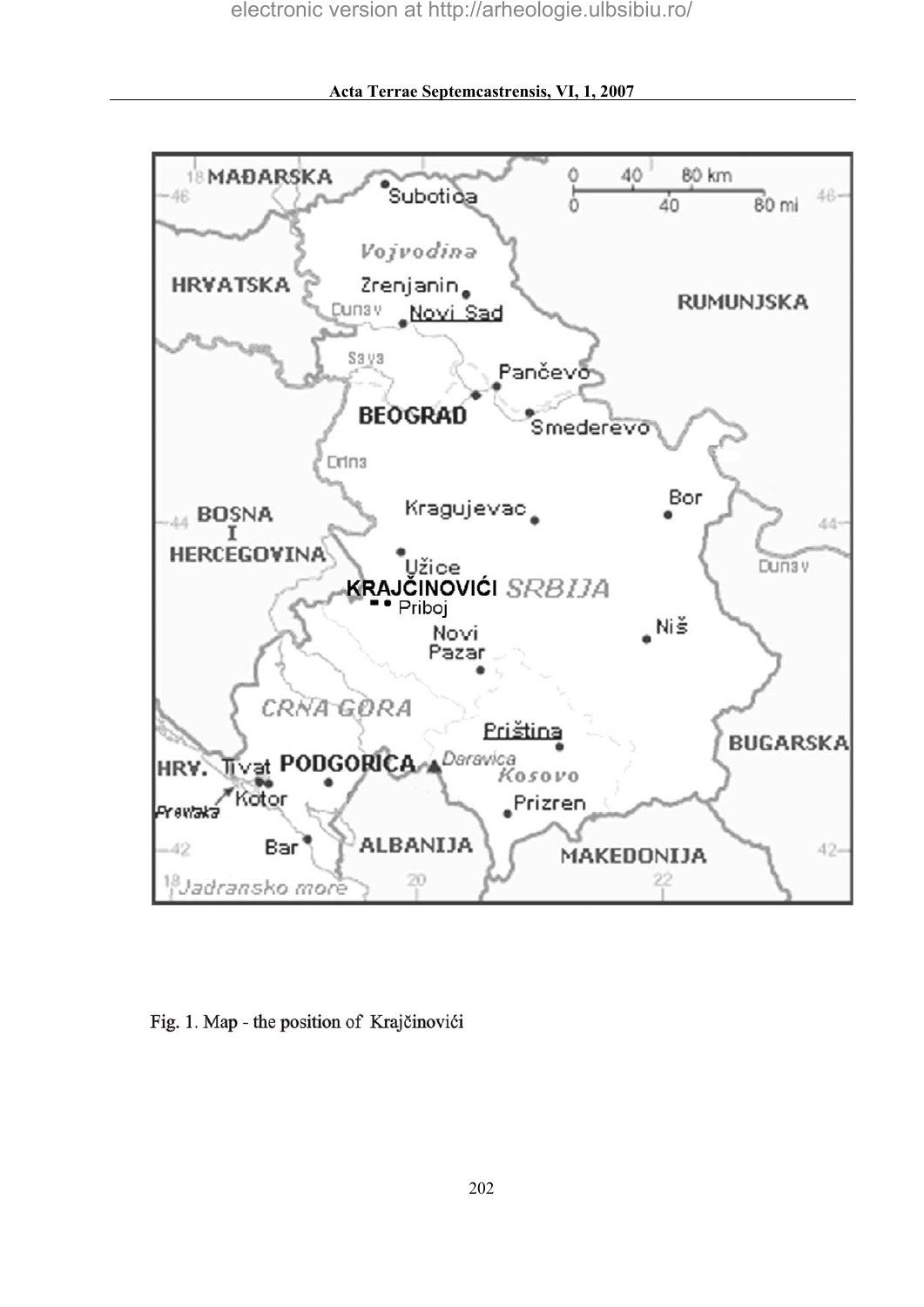Fig. 1. Map - the position of Krajčinovići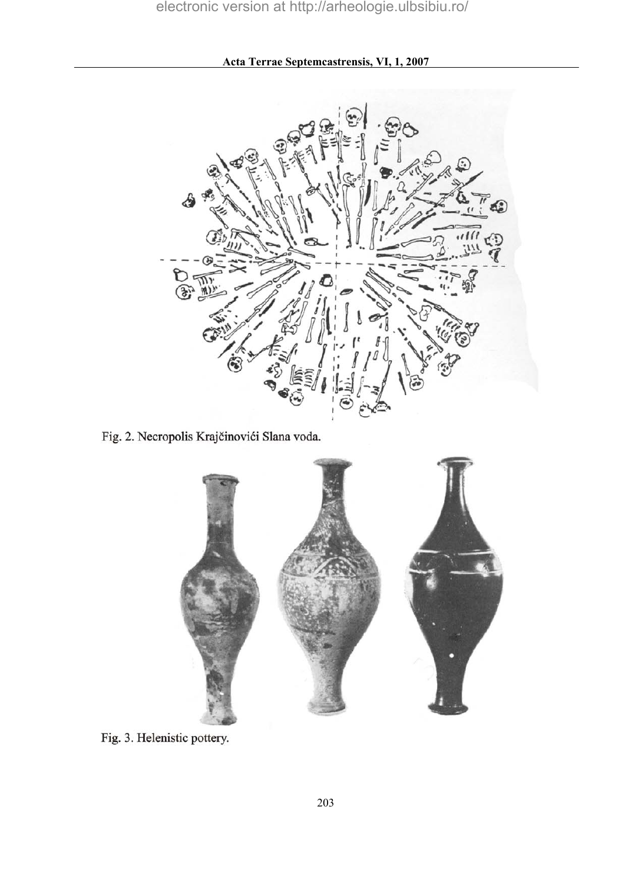Fig. 2. Necropolis Krajčinovići Slana voda.

Fig. 3. Helenistic pottery.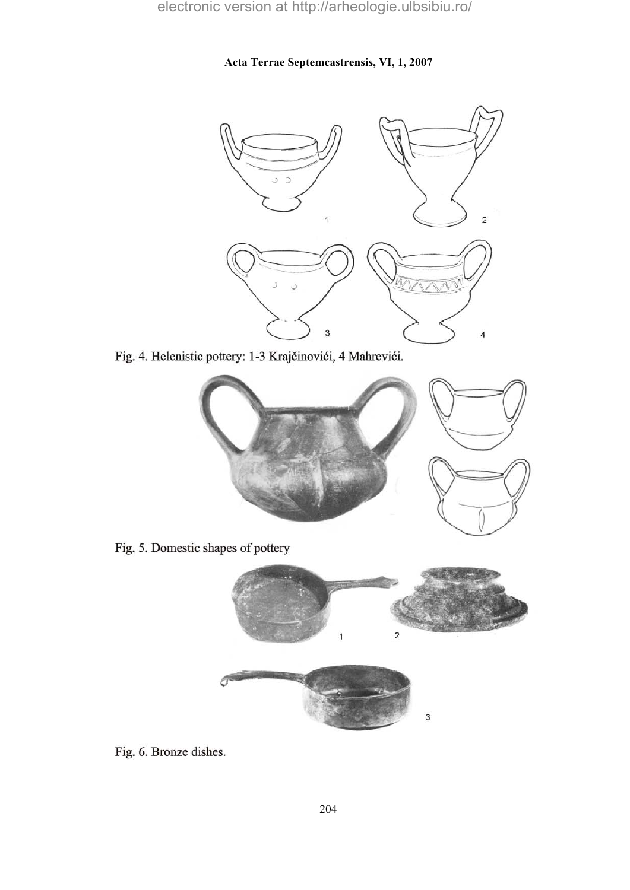Fig. 4. Helenistic pottery: 1-3 Krajčinovići, 4 Mahrevići.

Fig. 5. Domestic shapes of pottery

Fig. 6. Bronze dishes.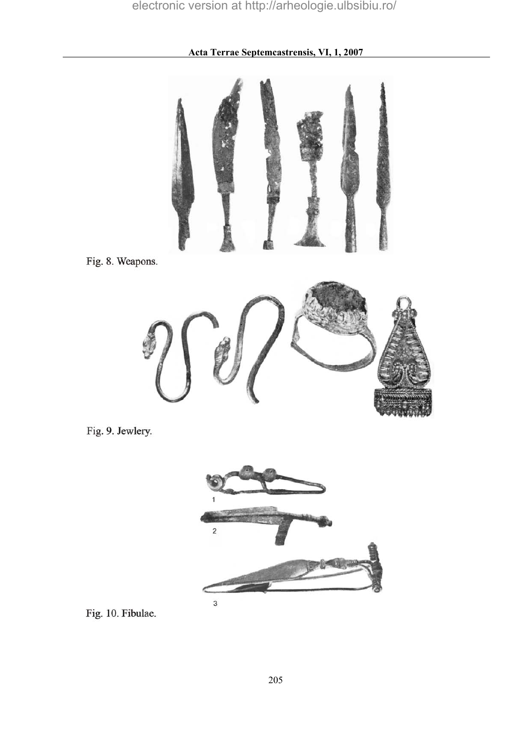Fig. 8. Weapons.

Fig. 9. Jewlery.

1

2

3

Fig. 10. Fibulae.